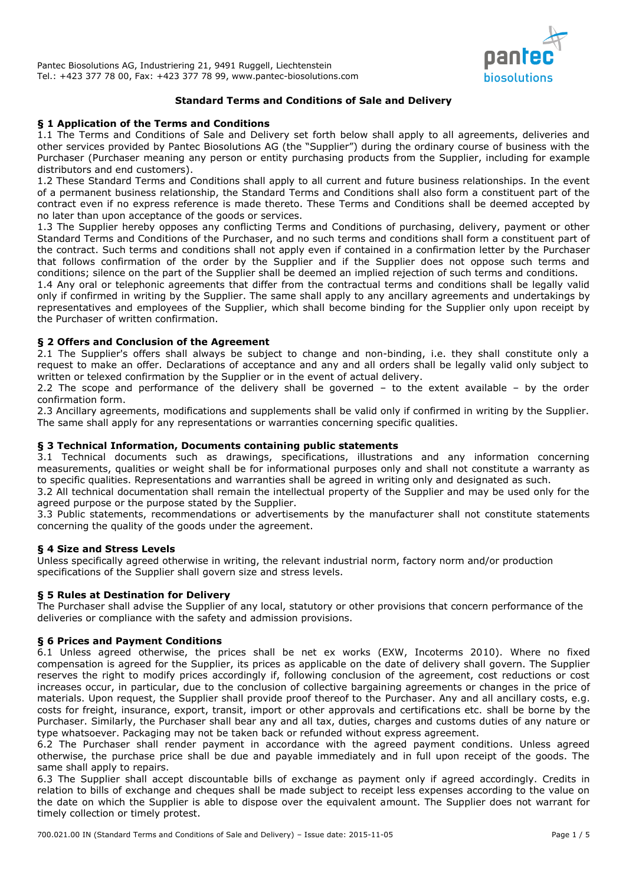Pantec Biosolutions AG, Industriering 21, 9491 Ruggell, Liechtenstein
Tel.: +423 377 78 00, Fax: +423 377 78 99, www.pantec-biosolutions.com

# Standard Terms and Conditions of Sale and Delivery

## § 1 Application of the Terms and Conditions

1.1 The Terms and Conditions of Sale and Delivery set forth below shall apply to all agreements, deliveries and other services provided by Pantec Biosolutions AG (the "Supplier") during the ordinary course of business with the Purchaser (Purchaser meaning any person or entity purchasing products from the Supplier, including for example distributors and end customers).

1.2 These Standard Terms and Conditions shall apply to all current and future business relationships. In the event of a permanent business relationship, the Standard Terms and Conditions shall also form a constituent part of the contract even if no express reference is made thereto. These Terms and Conditions shall be deemed accepted by no later than upon acceptance of the goods or services.

1.3 The Supplier hereby opposes any conflicting Terms and Conditions of purchasing, delivery, payment or other Standard Terms and Conditions of the Purchaser, and no such terms and conditions shall form a constituent part of the contract. Such terms and conditions shall not apply even if contained in a confirmation letter by the Purchaser that follows confirmation of the order by the Supplier and if the Supplier does not oppose such terms and conditions; silence on the part of the Supplier shall be deemed an implied rejection of such terms and conditions.

1.4 Any oral or telephonic agreements that differ from the contractual terms and conditions shall be legally valid only if confirmed in writing by the Supplier. The same shall apply to any ancillary agreements and undertakings by representatives and employees of the Supplier, which shall become binding for the Supplier only upon receipt by the Purchaser of written confirmation.

## § 2 Offers and Conclusion of the Agreement

2.1 The Supplier's offers shall always be subject to change and non-binding, i.e. they shall constitute only a request to make an offer. Declarations of acceptance and any and all orders shall be legally valid only subject to written or telexed confirmation by the Supplier or in the event of actual delivery.

2.2 The scope and performance of the delivery shall be governed – to the extent available – by the order confirmation form.

2.3 Ancillary agreements, modifications and supplements shall be valid only if confirmed in writing by the Supplier. The same shall apply for any representations or warranties concerning specific qualities.

## § 3 Technical Information, Documents containing public statements

3.1 Technical documents such as drawings, specifications, illustrations and any information concerning measurements, qualities or weight shall be for informational purposes only and shall not constitute a warranty as to specific qualities. Representations and warranties shall be agreed in writing only and designated as such.

3.2 All technical documentation shall remain the intellectual property of the Supplier and may be used only for the agreed purpose or the purpose stated by the Supplier.

3.3 Public statements, recommendations or advertisements by the manufacturer shall not constitute statements concerning the quality of the goods under the agreement.

## § 4 Size and Stress Levels

Unless specifically agreed otherwise in writing, the relevant industrial norm, factory norm and/or production specifications of the Supplier shall govern size and stress levels.

## § 5 Rules at Destination for Delivery

The Purchaser shall advise the Supplier of any local, statutory or other provisions that concern performance of the deliveries or compliance with the safety and admission provisions.

## § 6 Prices and Payment Conditions

6.1 Unless agreed otherwise, the prices shall be net ex works (EXW, Incoterms 2010). Where no fixed compensation is agreed for the Supplier, its prices as applicable on the date of delivery shall govern. The Supplier reserves the right to modify prices accordingly if, following conclusion of the agreement, cost reductions or cost increases occur, in particular, due to the conclusion of collective bargaining agreements or changes in the price of materials. Upon request, the Supplier shall provide proof thereof to the Purchaser. Any and all ancillary costs, e.g. costs for freight, insurance, export, transit, import or other approvals and certifications etc. shall be borne by the Purchaser. Similarly, the Purchaser shall bear any and all tax, duties, charges and customs duties of any nature or type whatsoever. Packaging may not be taken back or refunded without express agreement.

6.2 The Purchaser shall render payment in accordance with the agreed payment conditions. Unless agreed otherwise, the purchase price shall be due and payable immediately and in full upon receipt of the goods. The same shall apply to repairs.

6.3 The Supplier shall accept discountable bills of exchange as payment only if agreed accordingly. Credits in relation to bills of exchange and cheques shall be made subject to receipt less expenses according to the value on the date on which the Supplier is able to dispose over the equivalent amount. The Supplier does not warrant for timely collection or timely protest.

700.021.00 IN (Standard Terms and Conditions of Sale and Delivery) – Issue date: 2015-11-05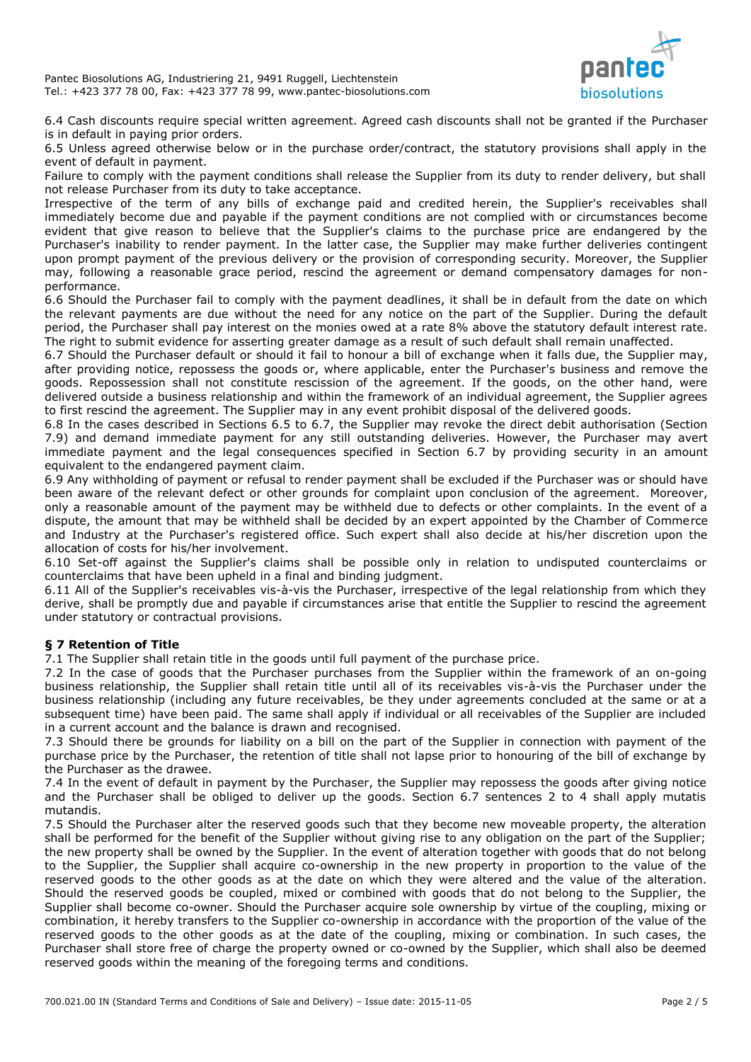6.4 Cash discounts require special written agreement. Agreed cash discounts shall not be granted if the Purchaser is in default in paying prior orders.

6.5 Unless agreed otherwise below or in the purchase order/contract, the statutory provisions shall apply in the event of default in payment.

Failure to comply with the payment conditions shall release the Supplier from its duty to render delivery, but shall not release Purchaser from its duty to take acceptance.

Irrespective of the term of any bills of exchange paid and credited herein, the Supplier's receivables shall immediately become due and payable if the payment conditions are not complied with or circumstances become evident that give reason to believe that the Supplier's claims to the purchase price are endangered by the Purchaser's inability to render payment. In the latter case, the Supplier may make further deliveries contingent upon prompt payment of the previous delivery or the provision of corresponding security. Moreover, the Supplier may, following a reasonable grace period, rescind the agreement or demand compensatory damages for non-performance.

6.6 Should the Purchaser fail to comply with the payment deadlines, it shall be in default from the date on which the relevant payments are due without the need for any notice on the part of the Supplier. During the default period, the Purchaser shall pay interest on the monies owed at a rate 8% above the statutory default interest rate. The right to submit evidence for asserting greater damage as a result of such default shall remain unaffected.

6.7 Should the Purchaser default or should it fail to honour a bill of exchange when it falls due, the Supplier may, after providing notice, repossess the goods or, where applicable, enter the Purchaser's business and remove the goods. Repossession shall not constitute rescission of the agreement. If the goods, on the other hand, were delivered outside a business relationship and within the framework of an individual agreement, the Supplier agrees to first rescind the agreement. The Supplier may in any event prohibit disposal of the delivered goods.

6.8 In the cases described in Sections 6.5 to 6.7, the Supplier may revoke the direct debit authorisation (Section 7.9) and demand immediate payment for any still outstanding deliveries. However, the Purchaser may avert immediate payment and the legal consequences specified in Section 6.7 by providing security in an amount equivalent to the endangered payment claim.

6.9 Any withholding of payment or refusal to render payment shall be excluded if the Purchaser was or should have been aware of the relevant defect or other grounds for complaint upon conclusion of the agreement. Moreover, only a reasonable amount of the payment may be withheld due to defects or other complaints. In the event of a dispute, the amount that may be withheld shall be decided by an expert appointed by the Chamber of Commerce and Industry at the Purchaser's registered office. Such expert shall also decide at his/her discretion upon the allocation of costs for his/her involvement.

6.10 Set-off against the Supplier's claims shall be possible only in relation to undisputed counterclaims or counterclaims that have been upheld in a final and binding judgment.

6.11 All of the Supplier's receivables vis-à-vis the Purchaser, irrespective of the legal relationship from which they derive, shall be promptly due and payable if circumstances arise that entitle the Supplier to rescind the agreement under statutory or contractual provisions.

## § 7 Retention of Title

7.1 The Supplier shall retain title in the goods until full payment of the purchase price.

7.2 In the case of goods that the Purchaser purchases from the Supplier within the framework of an on-going business relationship, the Supplier shall retain title until all of its receivables vis-à-vis the Purchaser under the business relationship (including any future receivables, be they under agreements concluded at the same or at a subsequent time) have been paid. The same shall apply if individual or all receivables of the Supplier are included in a current account and the balance is drawn and recognised.

7.3 Should there be grounds for liability on a bill on the part of the Supplier in connection with payment of the purchase price by the Purchaser, the retention of title shall not lapse prior to honouring of the bill of exchange by the Purchaser as the drawee.

7.4 In the event of default in payment by the Purchaser, the Supplier may repossess the goods after giving notice and the Purchaser shall be obliged to deliver up the goods. Section 6.7 sentences 2 to 4 shall apply mutatis mutandis.

7.5 Should the Purchaser alter the reserved goods such that they become new moveable property, the alteration shall be performed for the benefit of the Supplier without giving rise to any obligation on the part of the Supplier; the new property shall be owned by the Supplier. In the event of alteration together with goods that do not belong to the Supplier, the Supplier shall acquire co-ownership in the new property in proportion to the value of the reserved goods to the other goods as at the date on which they were altered and the value of the alteration. Should the reserved goods be coupled, mixed or combined with goods that do not belong to the Supplier, the Supplier shall become co-owner. Should the Purchaser acquire sole ownership by virtue of the coupling, mixing or combination, it hereby transfers to the Supplier co-ownership in accordance with the proportion of the value of the reserved goods to the other goods as at the date of the coupling, mixing or combination. In such cases, the Purchaser shall store free of charge the property owned or co-owned by the Supplier, which shall also be deemed reserved goods within the meaning of the foregoing terms and conditions.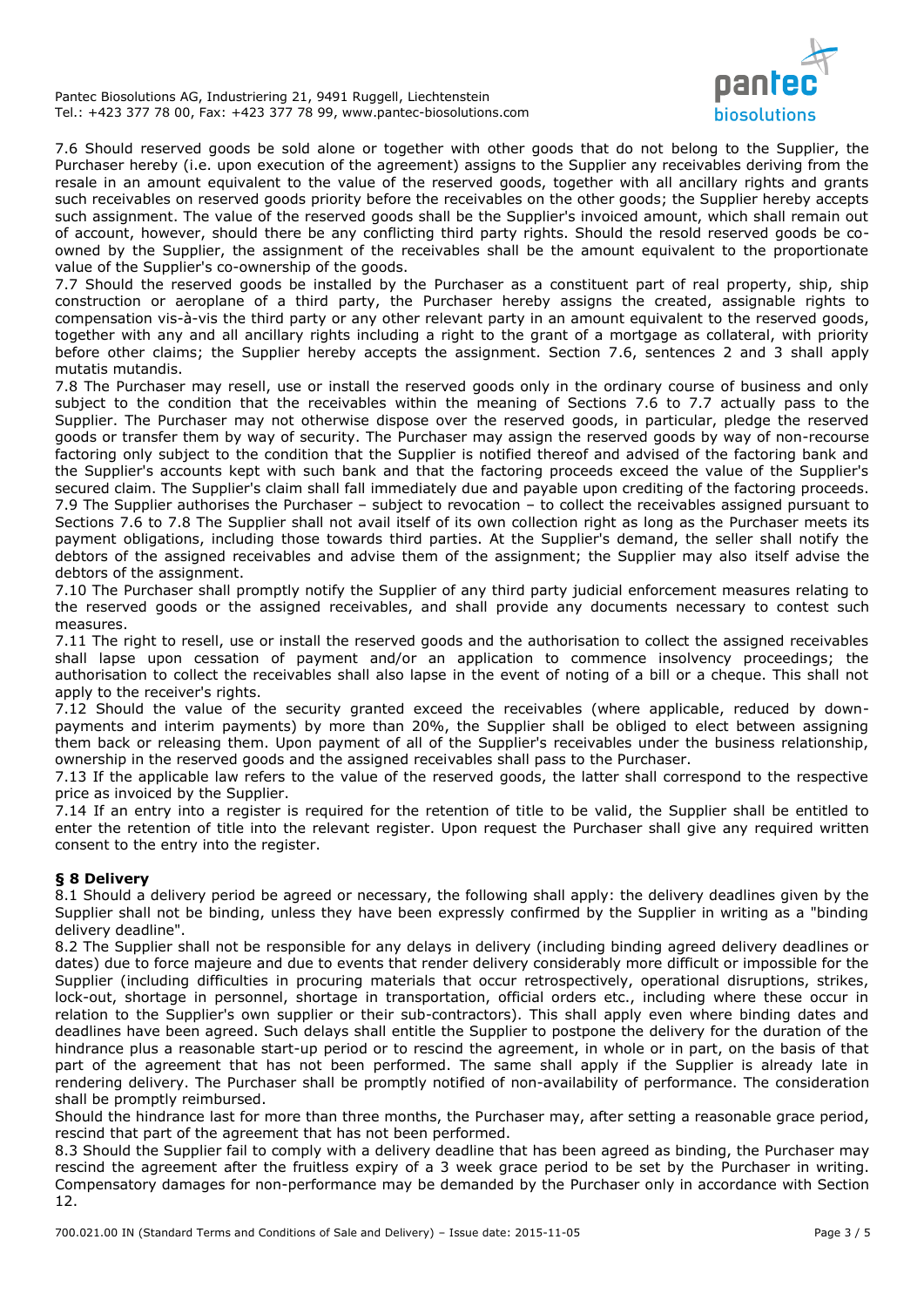7.6 Should reserved goods be sold alone or together with other goods that do not belong to the Supplier, the Purchaser hereby (i.e. upon execution of the agreement) assigns to the Supplier any receivables deriving from the resale in an amount equivalent to the value of the reserved goods, together with all ancillary rights and grants such receivables on reserved goods priority before the receivables on the other goods; the Supplier hereby accepts such assignment. The value of the reserved goods shall be the Supplier's invoiced amount, which shall remain out of account, however, should there be any conflicting third party rights. Should the resold reserved goods be co-owned by the Supplier, the assignment of the receivables shall be the amount equivalent to the proportionate value of the Supplier's co-ownership of the goods.

7.7 Should the reserved goods be installed by the Purchaser as a constituent part of real property, ship, ship construction or aeroplane of a third party, the Purchaser hereby assigns the created, assignable rights to compensation vis-à-vis the third party or any other relevant party in an amount equivalent to the reserved goods, together with any and all ancillary rights including a right to the grant of a mortgage as collateral, with priority before other claims; the Supplier hereby accepts the assignment. Section 7.6, sentences 2 and 3 shall apply mutatis mutandis.

7.8 The Purchaser may resell, use or install the reserved goods only in the ordinary course of business and only subject to the condition that the receivables within the meaning of Sections 7.6 to 7.7 actually pass to the Supplier. The Purchaser may not otherwise dispose over the reserved goods, in particular, pledge the reserved goods or transfer them by way of security. The Purchaser may assign the reserved goods by way of non-recourse factoring only subject to the condition that the Supplier is notified thereof and advised of the factoring bank and the Supplier's accounts kept with such bank and that the factoring proceeds exceed the value of the Supplier's secured claim. The Supplier's claim shall fall immediately due and payable upon crediting of the factoring proceeds.

7.9 The Supplier authorises the Purchaser – subject to revocation – to collect the receivables assigned pursuant to Sections 7.6 to 7.8 The Supplier shall not avail itself of its own collection right as long as the Purchaser meets its payment obligations, including those towards third parties. At the Supplier's demand, the seller shall notify the debtors of the assigned receivables and advise them of the assignment; the Supplier may also itself advise the debtors of the assignment.

7.10 The Purchaser shall promptly notify the Supplier of any third party judicial enforcement measures relating to the reserved goods or the assigned receivables, and shall provide any documents necessary to contest such measures.

7.11 The right to resell, use or install the reserved goods and the authorisation to collect the assigned receivables shall lapse upon cessation of payment and/or an application to commence insolvency proceedings; the authorisation to collect the receivables shall also lapse in the event of noting of a bill or a cheque. This shall not apply to the receiver's rights.

7.12 Should the value of the security granted exceed the receivables (where applicable, reduced by down-payments and interim payments) by more than 20%, the Supplier shall be obliged to elect between assigning them back or releasing them. Upon payment of all of the Supplier's receivables under the business relationship, ownership in the reserved goods and the assigned receivables shall pass to the Purchaser.

7.13 If the applicable law refers to the value of the reserved goods, the latter shall correspond to the respective price as invoiced by the Supplier.

7.14 If an entry into a register is required for the retention of title to be valid, the Supplier shall be entitled to enter the retention of title into the relevant register. Upon request the Purchaser shall give any required written consent to the entry into the register.

## § 8 Delivery

8.1 Should a delivery period be agreed or necessary, the following shall apply: the delivery deadlines given by the Supplier shall not be binding, unless they have been expressly confirmed by the Supplier in writing as a "binding delivery deadline".

8.2 The Supplier shall not be responsible for any delays in delivery (including binding agreed delivery deadlines or dates) due to force majeure and due to events that render delivery considerably more difficult or impossible for the Supplier (including difficulties in procuring materials that occur retrospectively, operational disruptions, strikes, lock-out, shortage in personnel, shortage in transportation, official orders etc., including where these occur in relation to the Supplier's own supplier or their sub-contractors). This shall apply even where binding dates and deadlines have been agreed. Such delays shall entitle the Supplier to postpone the delivery for the duration of the hindrance plus a reasonable start-up period or to rescind the agreement, in whole or in part, on the basis of that part of the agreement that has not been performed. The same shall apply if the Supplier is already late in rendering delivery. The Purchaser shall be promptly notified of non-availability of performance. The consideration shall be promptly reimbursed.

Should the hindrance last for more than three months, the Purchaser may, after setting a reasonable grace period, rescind that part of the agreement that has not been performed.

8.3 Should the Supplier fail to comply with a delivery deadline that has been agreed as binding, the Purchaser may rescind the agreement after the fruitless expiry of a 3 week grace period to be set by the Purchaser in writing. Compensatory damages for non-performance may be demanded by the Purchaser only in accordance with Section 12.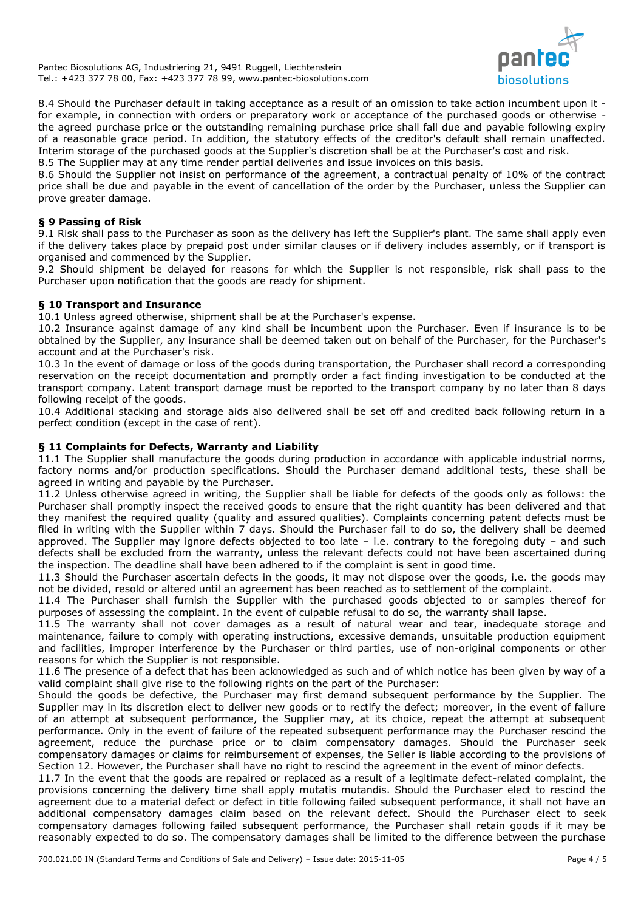8.4 Should the Purchaser default in taking acceptance as a result of an omission to take action incumbent upon it - for example, in connection with orders or preparatory work or acceptance of the purchased goods or otherwise - the agreed purchase price or the outstanding remaining purchase price shall fall due and payable following expiry of a reasonable grace period. In addition, the statutory effects of the creditor's default shall remain unaffected. Interim storage of the purchased goods at the Supplier's discretion shall be at the Purchaser's cost and risk.
8.5 The Supplier may at any time render partial deliveries and issue invoices on this basis.
8.6 Should the Supplier not insist on performance of the agreement, a contractual penalty of 10% of the contract price shall be due and payable in the event of cancellation of the order by the Purchaser, unless the Supplier can prove greater damage.

### § 9 Passing of Risk

9.1 Risk shall pass to the Purchaser as soon as the delivery has left the Supplier's plant. The same shall apply even if the delivery takes place by prepaid post under similar clauses or if delivery includes assembly, or if transport is organised and commenced by the Supplier.
9.2 Should shipment be delayed for reasons for which the Supplier is not responsible, risk shall pass to the Purchaser upon notification that the goods are ready for shipment.

### § 10 Transport and Insurance

10.1 Unless agreed otherwise, shipment shall be at the Purchaser's expense.
10.2 Insurance against damage of any kind shall be incumbent upon the Purchaser. Even if insurance is to be obtained by the Supplier, any insurance shall be deemed taken out on behalf of the Purchaser, for the Purchaser's account and at the Purchaser's risk.
10.3 In the event of damage or loss of the goods during transportation, the Purchaser shall record a corresponding reservation on the receipt documentation and promptly order a fact finding investigation to be conducted at the transport company. Latent transport damage must be reported to the transport company by no later than 8 days following receipt of the goods.
10.4 Additional stacking and storage aids also delivered shall be set off and credited back following return in a perfect condition (except in the case of rent).

### § 11 Complaints for Defects, Warranty and Liability

11.1 The Supplier shall manufacture the goods during production in accordance with applicable industrial norms, factory norms and/or production specifications. Should the Purchaser demand additional tests, these shall be agreed in writing and payable by the Purchaser.
11.2 Unless otherwise agreed in writing, the Supplier shall be liable for defects of the goods only as follows: the Purchaser shall promptly inspect the received goods to ensure that the right quantity has been delivered and that they manifest the required quality (quality and assured qualities). Complaints concerning patent defects must be filed in writing with the Supplier within 7 days. Should the Purchaser fail to do so, the delivery shall be deemed approved. The Supplier may ignore defects objected to too late – i.e. contrary to the foregoing duty – and such defects shall be excluded from the warranty, unless the relevant defects could not have been ascertained during the inspection. The deadline shall have been adhered to if the complaint is sent in good time.
11.3 Should the Purchaser ascertain defects in the goods, it may not dispose over the goods, i.e. the goods may not be divided, resold or altered until an agreement has been reached as to settlement of the complaint.
11.4 The Purchaser shall furnish the Supplier with the purchased goods objected to or samples thereof for purposes of assessing the complaint. In the event of culpable refusal to do so, the warranty shall lapse.
11.5 The warranty shall not cover damages as a result of natural wear and tear, inadequate storage and maintenance, failure to comply with operating instructions, excessive demands, unsuitable production equipment and facilities, improper interference by the Purchaser or third parties, use of non-original components or other reasons for which the Supplier is not responsible.
11.6 The presence of a defect that has been acknowledged as such and of which notice has been given by way of a valid complaint shall give rise to the following rights on the part of the Purchaser:
Should the goods be defective, the Purchaser may first demand subsequent performance by the Supplier. The Supplier may in its discretion elect to deliver new goods or to rectify the defect; moreover, in the event of failure of an attempt at subsequent performance, the Supplier may, at its choice, repeat the attempt at subsequent performance. Only in the event of failure of the repeated subsequent performance may the Purchaser rescind the agreement, reduce the purchase price or to claim compensatory damages. Should the Purchaser seek compensatory damages or claims for reimbursement of expenses, the Seller is liable according to the provisions of Section 12. However, the Purchaser shall have no right to rescind the agreement in the event of minor defects.
11.7 In the event that the goods are repaired or replaced as a result of a legitimate defect-related complaint, the provisions concerning the delivery time shall apply mutatis mutandis. Should the Purchaser elect to rescind the agreement due to a material defect or defect in title following failed subsequent performance, it shall not have an additional compensatory damages claim based on the relevant defect. Should the Purchaser elect to seek compensatory damages following failed subsequent performance, the Purchaser shall retain goods if it may be reasonably expected to do so. The compensatory damages shall be limited to the difference between the purchase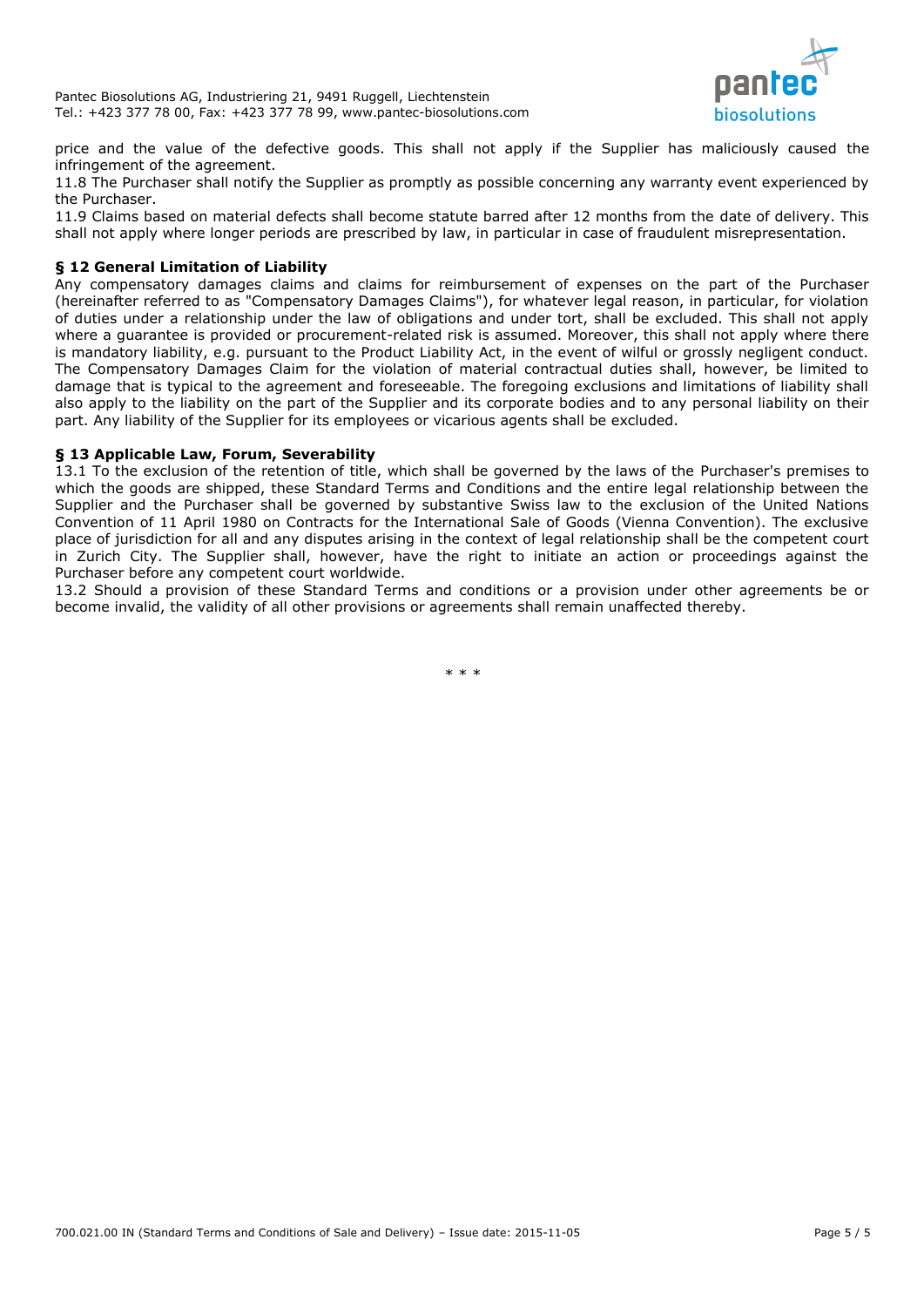price and the value of the defective goods. This shall not apply if the Supplier has maliciously caused the infringement of the agreement.

11.8 The Purchaser shall notify the Supplier as promptly as possible concerning any warranty event experienced by the Purchaser.

11.9 Claims based on material defects shall become statute barred after 12 months from the date of delivery. This shall not apply where longer periods are prescribed by law, in particular in case of fraudulent misrepresentation.

## § 12 General Limitation of Liability

Any compensatory damages claims and claims for reimbursement of expenses on the part of the Purchaser (hereinafter referred to as "Compensatory Damages Claims"), for whatever legal reason, in particular, for violation of duties under a relationship under the law of obligations and under tort, shall be excluded. This shall not apply where a guarantee is provided or procurement-related risk is assumed. Moreover, this shall not apply where there is mandatory liability, e.g. pursuant to the Product Liability Act, in the event of wilful or grossly negligent conduct. The Compensatory Damages Claim for the violation of material contractual duties shall, however, be limited to damage that is typical to the agreement and foreseeable. The foregoing exclusions and limitations of liability shall also apply to the liability on the part of the Supplier and its corporate bodies and to any personal liability on their part. Any liability of the Supplier for its employees or vicarious agents shall be excluded.

## § 13 Applicable Law, Forum, Severability

13.1 To the exclusion of the retention of title, which shall be governed by the laws of the Purchaser's premises to which the goods are shipped, these Standard Terms and Conditions and the entire legal relationship between the Supplier and the Purchaser shall be governed by substantive Swiss law to the exclusion of the United Nations Convention of 11 April 1980 on Contracts for the International Sale of Goods (Vienna Convention). The exclusive place of jurisdiction for all and any disputes arising in the context of legal relationship shall be the competent court in Zurich City. The Supplier shall, however, have the right to initiate an action or proceedings against the Purchaser before any competent court worldwide.

13.2 Should a provision of these Standard Terms and conditions or a provision under other agreements be or become invalid, the validity of all other provisions or agreements shall remain unaffected thereby.

\* \* \*